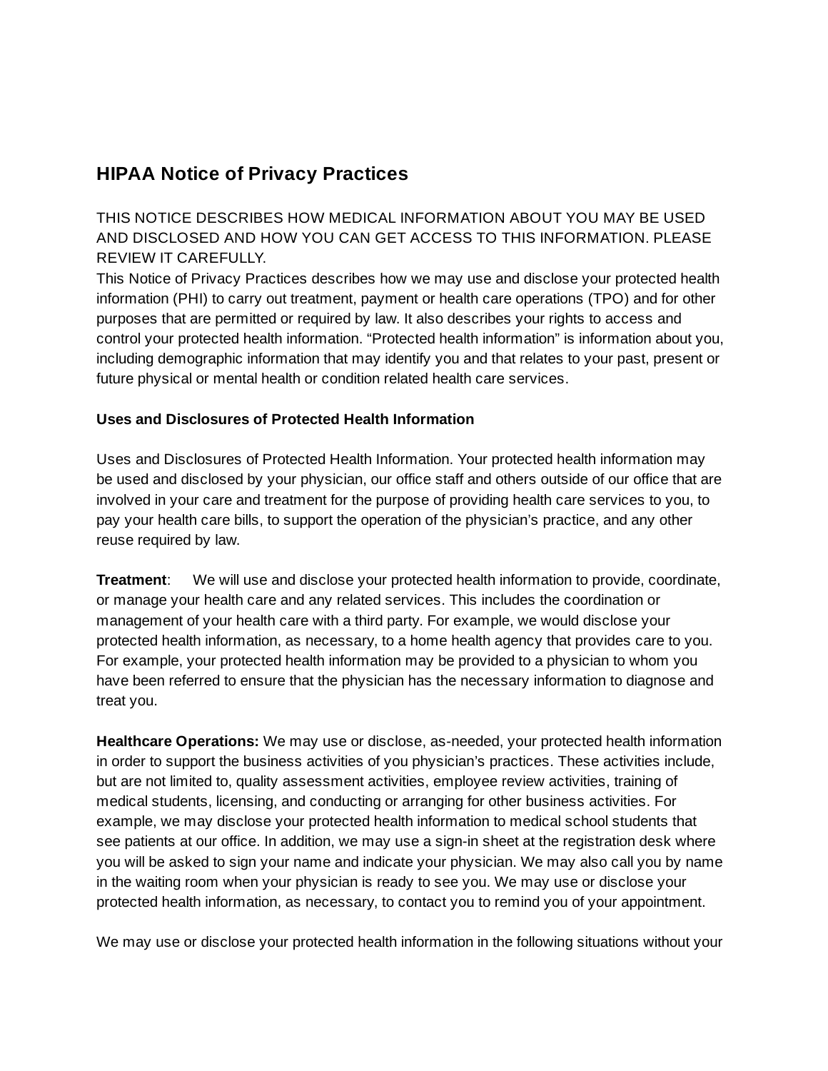# HIPAA Notice of Privacy Practices

THIS NOTICE DESCRIBES HOW MEDICAL INFORMATION ABOUT YOU MAY BE USED AND DISCLOSED AND HOW YOU CAN GET ACCESS TO THIS INFORMATION. PLEASE REVIEW IT CAREFULLY.

This Notice of Privacy Practices describes how we may use and disclose your protected health information (PHI) to carry out treatment, payment or health care operations (TPO) and for other purposes that are permitted or required by law. It also describes your rights to access and control your protected health information. “Protected health information” is information about you, including demographic information that may identify you and that relates to your past, present or future physical or mental health or condition related health care services.

**Uses and Disclosures of Protected Health Information**

Uses and Disclosures of Protected Health Information. Your protected health information may be used and disclosed by your physician, our office staff and others outside of our office that are involved in your care and treatment for the purpose of providing health care services to you, to pay your health care bills, to support the operation of the physician’s practice, and any other reuse required by law.

**Treatment**: We will use and disclose your protected health information to provide, coordinate, or manage your health care and any related services. This includes the coordination or management of your health care with a third party. For example, we would disclose your protected health information, as necessary, to a home health agency that provides care to you. For example, your protected health information may be provided to a physician to whom you have been referred to ensure that the physician has the necessary information to diagnose and treat you.

**Healthcare Operations:** We may use or disclose, as-needed, your protected health information in order to support the business activities of you physician’s practices. These activities include, but are not limited to, quality assessment activities, employee review activities, training of medical students, licensing, and conducting or arranging for other business activities. For example, we may disclose your protected health information to medical school students that see patients at our office. In addition, we may use a sign-in sheet at the registration desk where you will be asked to sign your name and indicate your physician. We may also call you by name in the waiting room when your physician is ready to see you. We may use or disclose your protected health information, as necessary, to contact you to remind you of your appointment.

We may use or disclose your protected health information in the following situations without your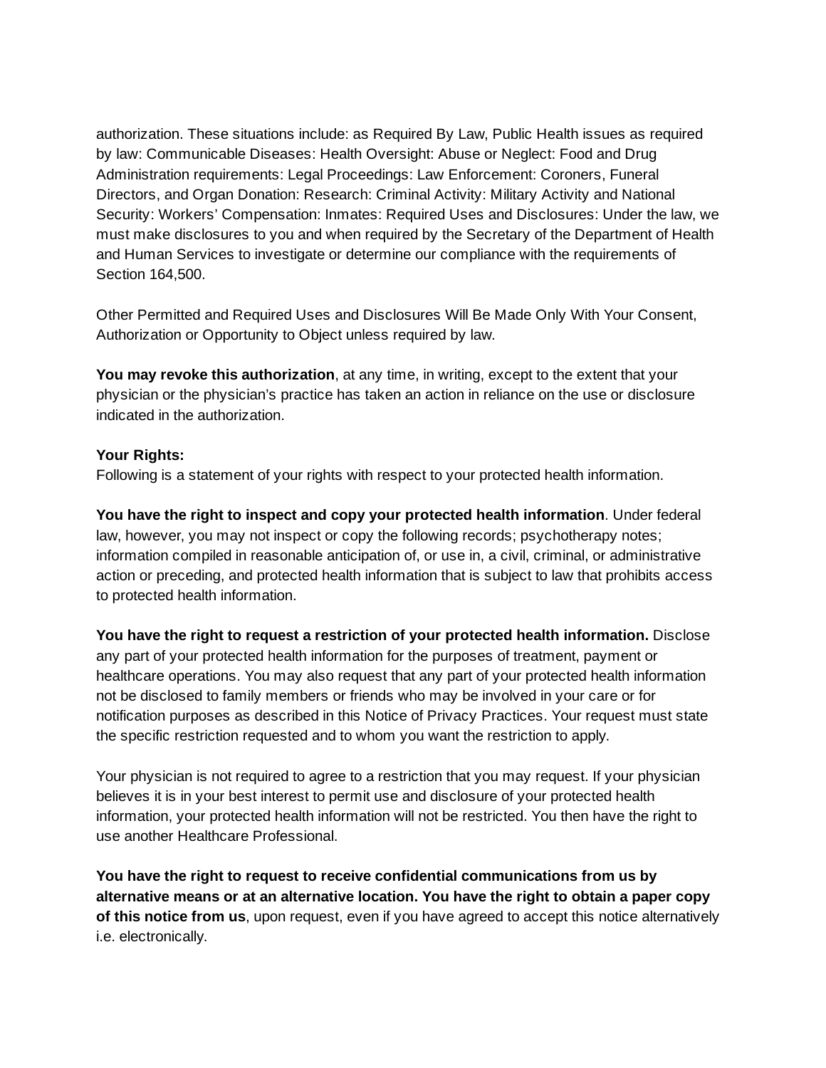authorization. These situations include: as Required By Law, Public Health issues as required by law: Communicable Diseases: Health Oversight: Abuse or Neglect: Food and Drug Administration requirements: Legal Proceedings: Law Enforcement: Coroners, Funeral Directors, and Organ Donation: Research: Criminal Activity: Military Activity and National Security: Workers' Compensation: Inmates: Required Uses and Disclosures: Under the law, we must make disclosures to you and when required by the Secretary of the Department of Health and Human Services to investigate or determine our compliance with the requirements of Section 164,500.

Other Permitted and Required Uses and Disclosures Will Be Made Only With Your Consent, Authorization or Opportunity to Object unless required by law.

**You may revoke this authorization**, at any time, in writing, except to the extent that your physician or the physician's practice has taken an action in reliance on the use or disclosure indicated in the authorization.

**Your Rights:**
Following is a statement of your rights with respect to your protected health information.

**You have the right to inspect and copy your protected health information**. Under federal law, however, you may not inspect or copy the following records; psychotherapy notes; information compiled in reasonable anticipation of, or use in, a civil, criminal, or administrative action or preceding, and protected health information that is subject to law that prohibits access to protected health information.

**You have the right to request a restriction of your protected health information.** Disclose any part of your protected health information for the purposes of treatment, payment or healthcare operations. You may also request that any part of your protected health information not be disclosed to family members or friends who may be involved in your care or for notification purposes as described in this Notice of Privacy Practices. Your request must state the specific restriction requested and to whom you want the restriction to apply.

Your physician is not required to agree to a restriction that you may request. If your physician believes it is in your best interest to permit use and disclosure of your protected health information, your protected health information will not be restricted. You then have the right to use another Healthcare Professional.

**You have the right to request to receive confidential communications from us by alternative means or at an alternative location. You have the right to obtain a paper copy of this notice from us**, upon request, even if you have agreed to accept this notice alternatively i.e. electronically.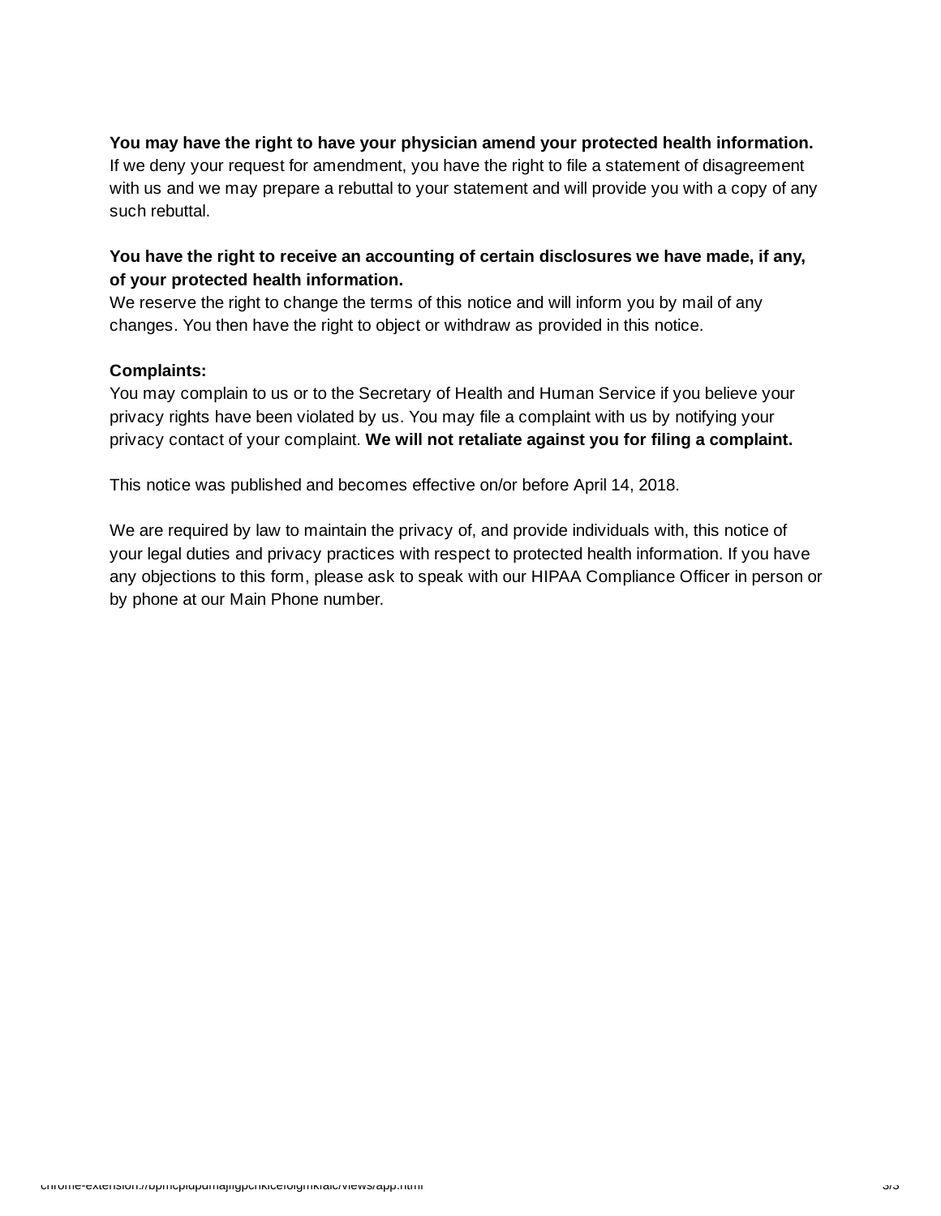**You may have the right to have your physician amend your protected health information.**
If we deny your request for amendment, you have the right to file a statement of disagreement with us and we may prepare a rebuttal to your statement and will provide you with a copy of any such rebuttal.

**You have the right to receive an accounting of certain disclosures we have made, if any, of your protected health information.**
We reserve the right to change the terms of this notice and will inform you by mail of any changes. You then have the right to object or withdraw as provided in this notice.

**Complaints:**
You may complain to us or to the Secretary of Health and Human Service if you believe your privacy rights have been violated by us. You may file a complaint with us by notifying your privacy contact of your complaint. **We will not retaliate against you for filing a complaint.**

This notice was published and becomes effective on/or before April 14, 2018.

We are required by law to maintain the privacy of, and provide individuals with, this notice of your legal duties and privacy practices with respect to protected health information. If you have any objections to this form, please ask to speak with our HIPAA Compliance Officer in person or by phone at our Main Phone number.